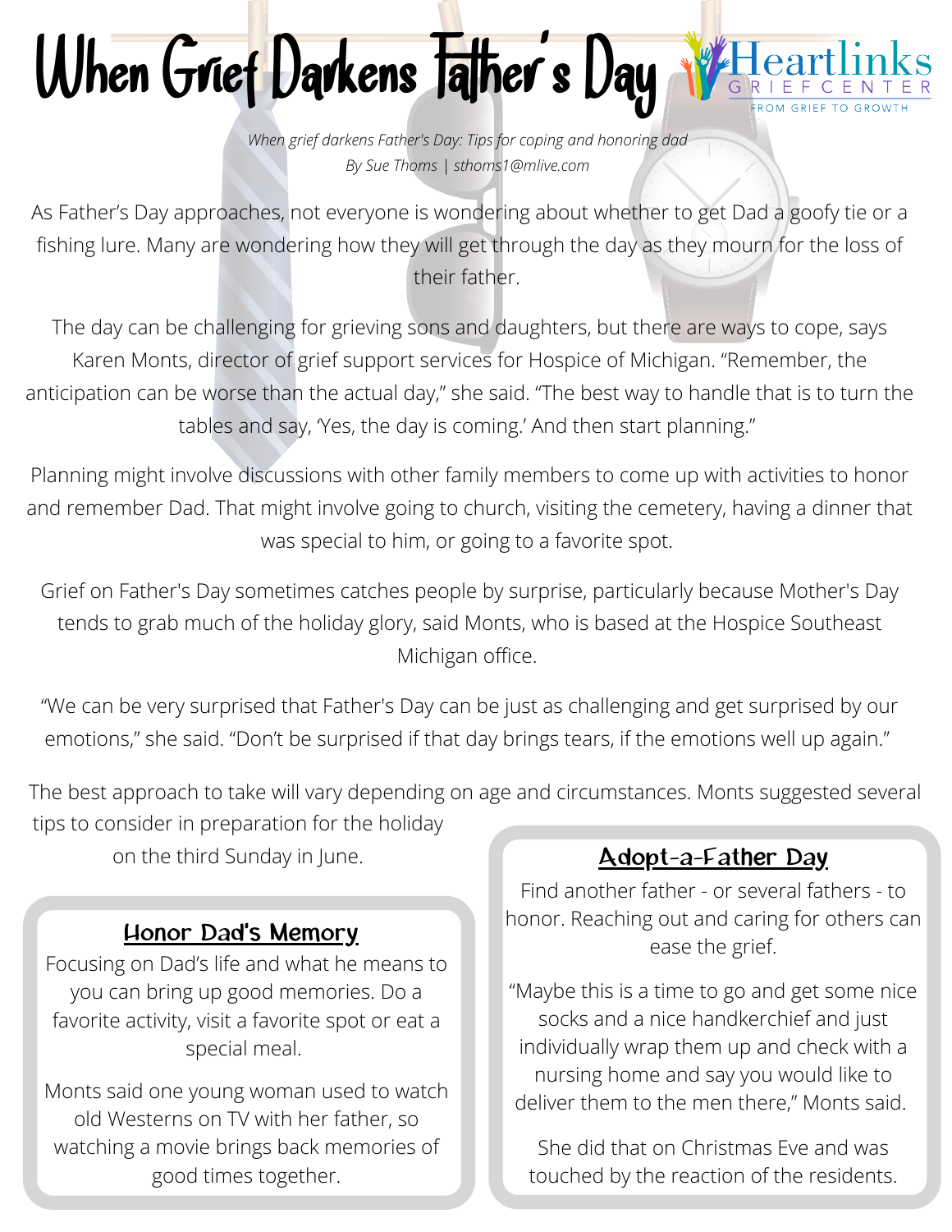# When Grief Darkens Father's Day

Heartlinks GRIEF CENTER
FROM GRIEF TO GROWTH

*When grief darkens Father's Day: Tips for coping and honoring dad*
*By Sue Thoms | sthoms1@mlive.com*

As Father's Day approaches, not everyone is wondering about whether to get Dad a goofy tie or a fishing lure. Many are wondering how they will get through the day as they mourn for the loss of their father.

The day can be challenging for grieving sons and daughters, but there are ways to cope, says Karen Monts, director of grief support services for Hospice of Michigan. "Remember, the anticipation can be worse than the actual day," she said. "The best way to handle that is to turn the tables and say, 'Yes, the day is coming.' And then start planning."

Planning might involve discussions with other family members to come up with activities to honor and remember Dad. That might involve going to church, visiting the cemetery, having a dinner that was special to him, or going to a favorite spot.

Grief on Father's Day sometimes catches people by surprise, particularly because Mother's Day tends to grab much of the holiday glory, said Monts, who is based at the Hospice Southeast Michigan office.

"We can be very surprised that Father's Day can be just as challenging and get surprised by our emotions," she said. "Don't be surprised if that day brings tears, if the emotions well up again."

The best approach to take will vary depending on age and circumstances. Monts suggested several tips to consider in preparation for the holiday on the third Sunday in June.

## Honor Dad's Memory

Focusing on Dad's life and what he means to you can bring up good memories. Do a favorite activity, visit a favorite spot or eat a special meal.

Monts said one young woman used to watch old Westerns on TV with her father, so watching a movie brings back memories of good times together.

## Adopt-a-Father Day

Find another father - or several fathers - to honor. Reaching out and caring for others can ease the grief.

"Maybe this is a time to go and get some nice socks and a nice handkerchief and just individually wrap them up and check with a nursing home and say you would like to deliver them to the men there," Monts said.

She did that on Christmas Eve and was touched by the reaction of the residents.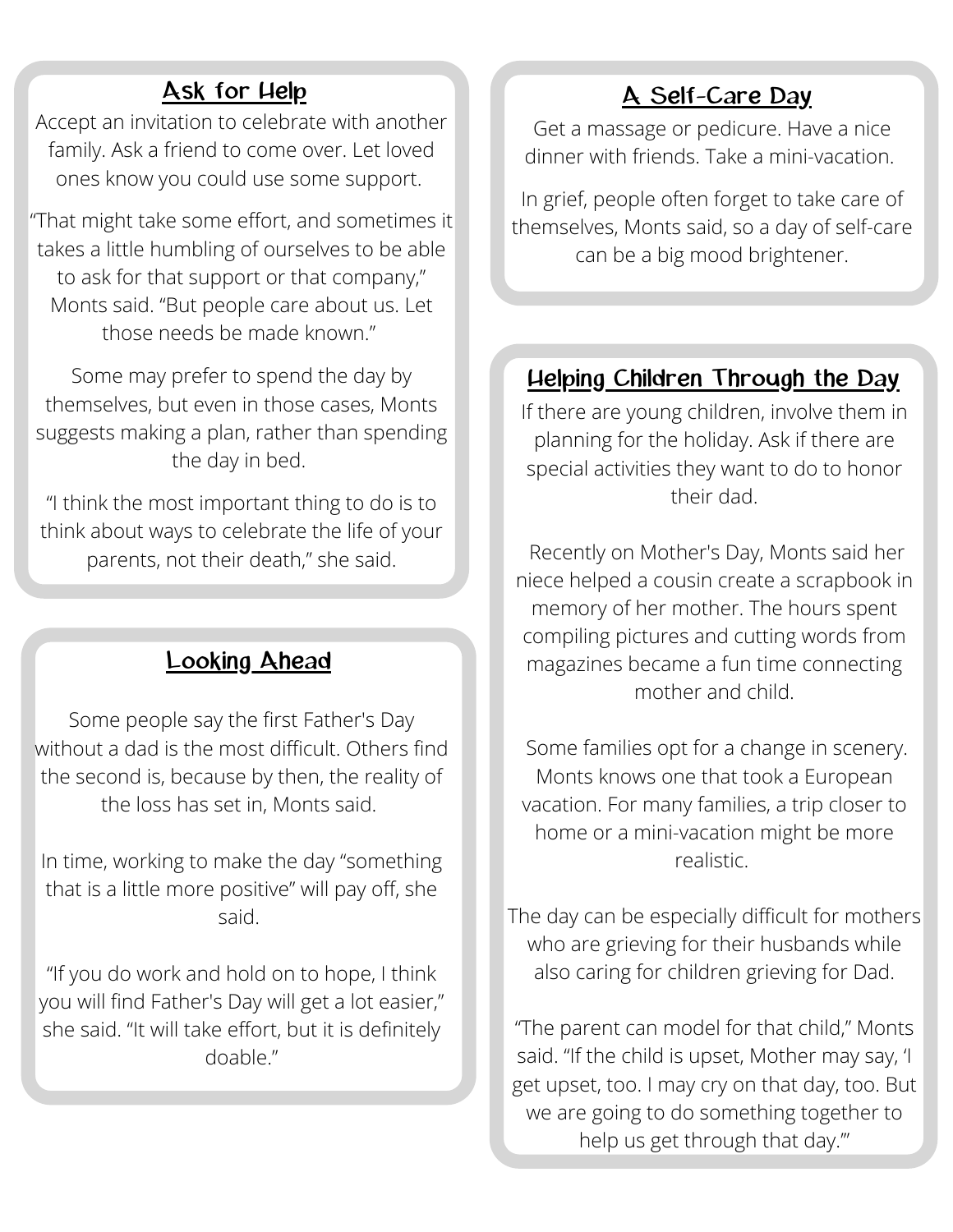## Ask for Help

Accept an invitation to celebrate with another family. Ask a friend to come over. Let loved ones know you could use some support.

"That might take some effort, and sometimes it takes a little humbling of ourselves to be able to ask for that support or that company," Monts said. "But people care about us. Let those needs be made known."

Some may prefer to spend the day by themselves, but even in those cases, Monts suggests making a plan, rather than spending the day in bed.

"I think the most important thing to do is to think about ways to celebrate the life of your parents, not their death," she said.

## Looking Ahead

Some people say the first Father's Day without a dad is the most difficult. Others find the second is, because by then, the reality of the loss has set in, Monts said.

In time, working to make the day "something that is a little more positive" will pay off, she said.

"If you do work and hold on to hope, I think you will find Father's Day will get a lot easier," she said. "It will take effort, but it is definitely doable."

## A Self-Care Day

Get a massage or pedicure. Have a nice dinner with friends. Take a mini-vacation.

In grief, people often forget to take care of themselves, Monts said, so a day of self-care can be a big mood brightener.

## Helping Children Through the Day

If there are young children, involve them in planning for the holiday. Ask if there are special activities they want to do to honor their dad.

Recently on Mother's Day, Monts said her niece helped a cousin create a scrapbook in memory of her mother. The hours spent compiling pictures and cutting words from magazines became a fun time connecting mother and child.

Some families opt for a change in scenery. Monts knows one that took a European vacation. For many families, a trip closer to home or a mini-vacation might be more realistic.

The day can be especially difficult for mothers who are grieving for their husbands while also caring for children grieving for Dad.

"The parent can model for that child," Monts said. "If the child is upset, Mother may say, 'I get upset, too. I may cry on that day, too. But we are going to do something together to help us get through that day.'"